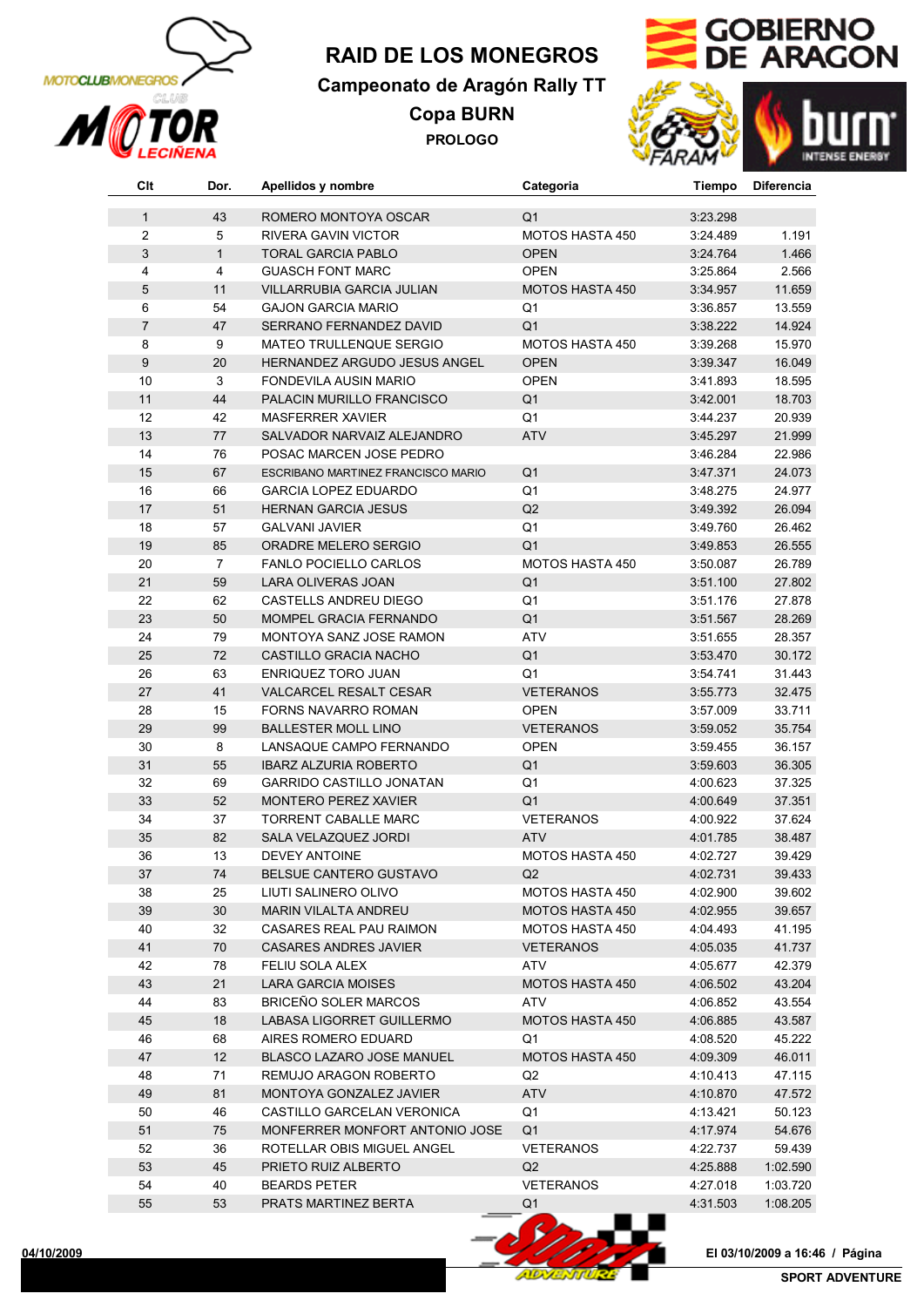# RAID DE LOS MONEGROS

## Campeonato de Aragón Rally TT

## Copa BURN

### PROLOGO

| Clt | Dor. | Apellidos y nombre | Categoria | Tiempo | Diferencia |
|---|---|---|---|---|---|
| 1 | 43 | ROMERO MONTOYA OSCAR | Q1 | 3:23.298 | |
| 2 | 5 | RIVERA GAVIN VICTOR | MOTOS HASTA 450 | 3:24.489 | 1.191 |
| 3 | 1 | TORAL GARCIA PABLO | OPEN | 3:24.764 | 1.466 |
| 4 | 4 | GUASCH FONT MARC | OPEN | 3:25.864 | 2.566 |
| 5 | 11 | VILLARRUBIA GARCIA JULIAN | MOTOS HASTA 450 | 3:34.957 | 11.659 |
| 6 | 54 | GAJON GARCIA MARIO | Q1 | 3:36.857 | 13.559 |
| 7 | 47 | SERRANO FERNANDEZ DAVID | Q1 | 3:38.222 | 14.924 |
| 8 | 9 | MATEO TRULLENQUE SERGIO | MOTOS HASTA 450 | 3:39.268 | 15.970 |
| 9 | 20 | HERNANDEZ ARGUDO JESUS ANGEL | OPEN | 3:39.347 | 16.049 |
| 10 | 3 | FONDEVILA AUSIN MARIO | OPEN | 3:41.893 | 18.595 |
| 11 | 44 | PALACIN MURILLO FRANCISCO | Q1 | 3:42.001 | 18.703 |
| 12 | 42 | MASFERRER XAVIER | Q1 | 3:44.237 | 20.939 |
| 13 | 77 | SALVADOR NARVAIZ ALEJANDRO | ATV | 3:45.297 | 21.999 |
| 14 | 76 | POSAC MARCEN JOSE PEDRO | | 3:46.284 | 22.986 |
| 15 | 67 | ESCRIBANO MARTINEZ FRANCISCO MARIO | Q1 | 3:47.371 | 24.073 |
| 16 | 66 | GARCIA LOPEZ EDUARDO | Q1 | 3:48.275 | 24.977 |
| 17 | 51 | HERNAN GARCIA JESUS | Q2 | 3:49.392 | 26.094 |
| 18 | 57 | GALVANI JAVIER | Q1 | 3:49.760 | 26.462 |
| 19 | 85 | ORADRE MELERO SERGIO | Q1 | 3:49.853 | 26.555 |
| 20 | 7 | FANLO POCIELLO CARLOS | MOTOS HASTA 450 | 3:50.087 | 26.789 |
| 21 | 59 | LARA OLIVERAS JOAN | Q1 | 3:51.100 | 27.802 |
| 22 | 62 | CASTELLS ANDREU DIEGO | Q1 | 3:51.176 | 27.878 |
| 23 | 50 | MOMPEL GRACIA FERNANDO | Q1 | 3:51.567 | 28.269 |
| 24 | 79 | MONTOYA SANZ JOSE RAMON | ATV | 3:51.655 | 28.357 |
| 25 | 72 | CASTILLO GRACIA NACHO | Q1 | 3:53.470 | 30.172 |
| 26 | 63 | ENRIQUEZ TORO JUAN | Q1 | 3:54.741 | 31.443 |
| 27 | 41 | VALCARCEL RESALT CESAR | VETERANOS | 3:55.773 | 32.475 |
| 28 | 15 | FORNS NAVARRO ROMAN | OPEN | 3:57.009 | 33.711 |
| 29 | 99 | BALLESTER MOLL LINO | VETERANOS | 3:59.052 | 35.754 |
| 30 | 8 | LANSAQUE CAMPO FERNANDO | OPEN | 3:59.455 | 36.157 |
| 31 | 55 | IBARZ ALZURIA ROBERTO | Q1 | 3:59.603 | 36.305 |
| 32 | 69 | GARRIDO CASTILLO JONATAN | Q1 | 4:00.623 | 37.325 |
| 33 | 52 | MONTERO PEREZ XAVIER | Q1 | 4:00.649 | 37.351 |
| 34 | 37 | TORRENT CABALLE MARC | VETERANOS | 4:00.922 | 37.624 |
| 35 | 82 | SALA VELAZQUEZ JORDI | ATV | 4:01.785 | 38.487 |
| 36 | 13 | DEVEY ANTOINE | MOTOS HASTA 450 | 4:02.727 | 39.429 |
| 37 | 74 | BELSUE CANTERO GUSTAVO | Q2 | 4:02.731 | 39.433 |
| 38 | 25 | LIUTI SALINERO OLIVO | MOTOS HASTA 450 | 4:02.900 | 39.602 |
| 39 | 30 | MARIN VILALTA ANDREU | MOTOS HASTA 450 | 4:02.955 | 39.657 |
| 40 | 32 | CASARES REAL PAU RAIMON | MOTOS HASTA 450 | 4:04.493 | 41.195 |
| 41 | 70 | CASARES ANDRES JAVIER | VETERANOS | 4:05.035 | 41.737 |
| 42 | 78 | FELIU SOLA ALEX | ATV | 4:05.677 | 42.379 |
| 43 | 21 | LARA GARCIA MOISES | MOTOS HASTA 450 | 4:06.502 | 43.204 |
| 44 | 83 | BRICEÑO SOLER MARCOS | ATV | 4:06.852 | 43.554 |
| 45 | 18 | LABASA LIGORRET GUILLERMO | MOTOS HASTA 450 | 4:06.885 | 43.587 |
| 46 | 68 | AIRES ROMERO EDUARD | Q1 | 4:08.520 | 45.222 |
| 47 | 12 | BLASCO LAZARO JOSE MANUEL | MOTOS HASTA 450 | 4:09.309 | 46.011 |
| 48 | 71 | REMUJO ARAGON ROBERTO | Q2 | 4:10.413 | 47.115 |
| 49 | 81 | MONTOYA GONZALEZ JAVIER | ATV | 4:10.870 | 47.572 |
| 50 | 46 | CASTILLO GARCELAN VERONICA | Q1 | 4:13.421 | 50.123 |
| 51 | 75 | MONFERRER MONFORT ANTONIO JOSE | Q1 | 4:17.974 | 54.676 |
| 52 | 36 | ROTELLAR OBIS MIGUEL ANGEL | VETERANOS | 4:22.737 | 59.439 |
| 53 | 45 | PRIETO RUIZ ALBERTO | Q2 | 4:25.888 | 1:02.590 |
| 54 | 40 | BEARDS PETER | VETERANOS | 4:27.018 | 1:03.720 |
| 55 | 53 | PRATS MARTINEZ BERTA | Q1 | 4:31.503 | 1:08.205 |

04/10/2009

El 03/10/2009 a 16:46 / Página

SPORT ADVENTURE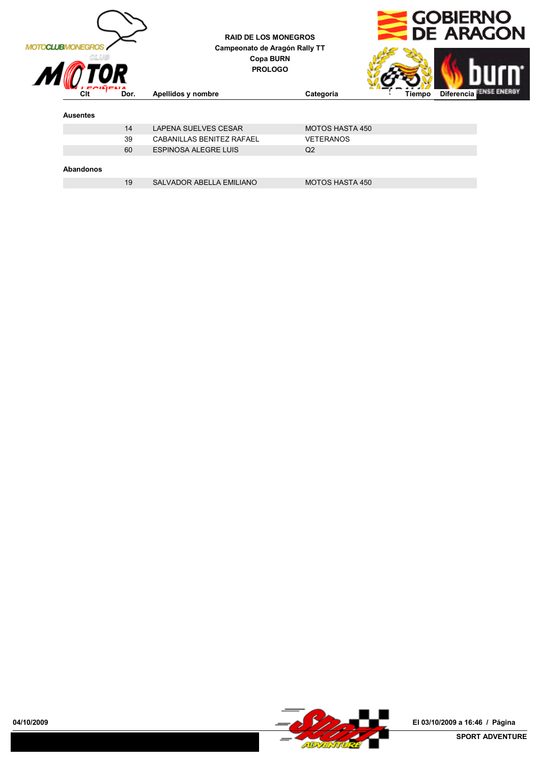**RAID DE LOS MONEGROS**
**Campeonato de Aragón Rally TT**
**Copa BURN**
**PROLOGO**

| Clt | Dor. | Apellidos y nombre | Categoria | Tiempo | Diferencia |
|---|---|---|---|---|---|
| **Ausentes** | | | | | |
| | 14 | LAPENA SUELVES CESAR | MOTOS HASTA 450 | | |
| | 39 | CABANILLAS BENITEZ RAFAEL | VETERANOS | | |
| | 60 | ESPINOSA ALEGRE LUIS | Q2 | | |
| **Abandonos** | | | | | |
| | 19 | SALVADOR ABELLA EMILIANO | MOTOS HASTA 450 | | |

04/10/2009

El 03/10/2009 a 16:46 / Página

SPORT ADVENTURE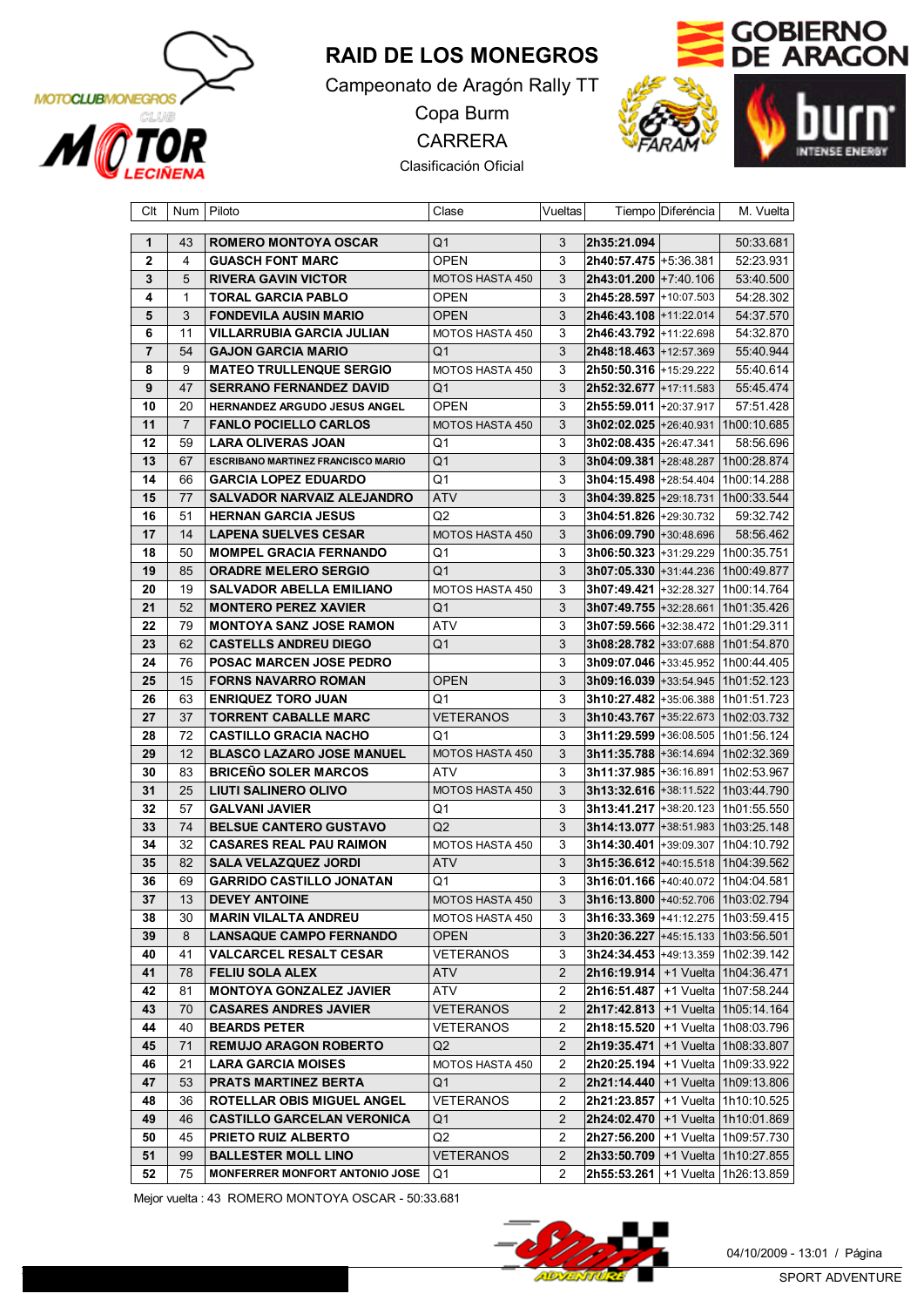# RAID DE LOS MONEGROS

Campeonato de Aragón Rally TT

Copa Burm

CARRERA

Clasificación Oficial

| Clt | Num | Piloto | Clase | Vueltas | Tiempo | Diferéncia | M. Vuelta |
|---|---|---|---|---|---|---|---|
| 1 | 43 | ROMERO MONTOYA OSCAR | Q1 | 3 | 2h35:21.094 | | 50:33.681 |
| 2 | 4 | GUASCH FONT MARC | OPEN | 3 | 2h40:57.475 | +5:36.381 | 52:23.931 |
| 3 | 5 | RIVERA GAVIN VICTOR | MOTOS HASTA 450 | 3 | 2h43:01.200 | +7:40.106 | 53:40.500 |
| 4 | 1 | TORAL GARCIA PABLO | OPEN | 3 | 2h45:28.597 | +10:07.503 | 54:28.302 |
| 5 | 3 | FONDEVILA AUSIN MARIO | OPEN | 3 | 2h46:43.108 | +11:22.014 | 54:37.570 |
| 6 | 11 | VILLARRUBIA GARCIA JULIAN | MOTOS HASTA 450 | 3 | 2h46:43.792 | +11:22.698 | 54:32.870 |
| 7 | 54 | GAJON GARCIA MARIO | Q1 | 3 | 2h48:18.463 | +12:57.369 | 55:40.944 |
| 8 | 9 | MATEO TRULLENQUE SERGIO | MOTOS HASTA 450 | 3 | 2h50:50.316 | +15:29.222 | 55:40.614 |
| 9 | 47 | SERRANO FERNANDEZ DAVID | Q1 | 3 | 2h52:32.677 | +17:11.583 | 55:45.474 |
| 10 | 20 | HERNANDEZ ARGUDO JESUS ANGEL | OPEN | 3 | 2h55:59.011 | +20:37.917 | 57:51.428 |
| 11 | 7 | FANLO POCIELLO CARLOS | MOTOS HASTA 450 | 3 | 3h02:02.025 | +26:40.931 | 1h00:10.685 |
| 12 | 59 | LARA OLIVERAS JUAN | Q1 | 3 | 3h02:08.435 | +26:47.341 | 58:56.696 |
| 13 | 67 | ESCRIBANO MARTINEZ FRANCISCO MARIO | Q1 | 3 | 3h04:09.381 | +28:48.287 | 1h00:28.874 |
| 14 | 66 | GARCIA LOPEZ EDUARDO | Q1 | 3 | 3h04:15.498 | +28:54.404 | 1h00:14.288 |
| 15 | 77 | SALVADOR NARVAIZ ALEJANDRO | ATV | 3 | 3h04:39.825 | +29:18.731 | 1h00:33.544 |
| 16 | 51 | HERNAN GARCIA JESUS | Q2 | 3 | 3h04:51.826 | +29:30.732 | 59:32.742 |
| 17 | 14 | LAPENA SUELVES CESAR | MOTOS HASTA 450 | 3 | 3h06:09.790 | +30:48.696 | 58:56.462 |
| 18 | 50 | MOMPEL GRACIA FERNANDO | Q1 | 3 | 3h06:50.323 | +31:29.229 | 1h00:35.751 |
| 19 | 85 | ORADRE MELERO SERGIO | Q1 | 3 | 3h07:05.330 | +31:44.236 | 1h00:49.877 |
| 20 | 19 | SALVADOR ABELLA EMILIANO | MOTOS HASTA 450 | 3 | 3h07:49.421 | +32:28.327 | 1h00:14.764 |
| 21 | 52 | MONTERO PEREZ XAVIER | Q1 | 3 | 3h07:49.755 | +32:28.661 | 1h01:35.426 |
| 22 | 79 | MONTOYA SANZ JOSE RAMON | ATV | 3 | 3h07:59.566 | +32:38.472 | 1h01:29.311 |
| 23 | 62 | CASTELLS ANDREU DIEGO | Q1 | 3 | 3h08:28.782 | +33:07.688 | 1h01:54.870 |
| 24 | 76 | POSAC MARCEN JOSE PEDRO | | 3 | 3h09:07.046 | +33:45.952 | 1h00:44.405 |
| 25 | 15 | FORNS NAVARRO ROMAN | OPEN | 3 | 3h09:16.039 | +33:54.945 | 1h01:52.123 |
| 26 | 63 | ENRIQUEZ TORO JUAN | Q1 | 3 | 3h10:27.482 | +35:06.388 | 1h01:51.723 |
| 27 | 37 | TORRENT CABALLE MARC | VETERANOS | 3 | 3h10:43.767 | +35:22.673 | 1h02:03.732 |
| 28 | 72 | CASTILLO GRACIA NACHO | Q1 | 3 | 3h11:29.599 | +36:08.505 | 1h01:56.124 |
| 29 | 12 | BLASCO LAZARO JOSE MANUEL | MOTOS HASTA 450 | 3 | 3h11:35.788 | +36:14.694 | 1h02:32.369 |
| 30 | 83 | BRICEÑO SOLER MARCOS | ATV | 3 | 3h11:37.985 | +36:16.891 | 1h02:53.967 |
| 31 | 25 | LIUTI SALINERO OLIVO | MOTOS HASTA 450 | 3 | 3h13:32.616 | +38:11.522 | 1h03:44.790 |
| 32 | 57 | GALVANI JAVIER | Q1 | 3 | 3h13:41.217 | +38:20.123 | 1h01:55.550 |
| 33 | 74 | BELSUE CANTERO GUSTAVO | Q2 | 3 | 3h14:13.077 | +38:51.983 | 1h03:25.148 |
| 34 | 32 | CASARES REAL PAU RAIMON | MOTOS HASTA 450 | 3 | 3h14:30.401 | +39:09.307 | 1h04:10.792 |
| 35 | 82 | SALA VELAZQUEZ JORDI | ATV | 3 | 3h15:36.612 | +40:15.518 | 1h04:39.562 |
| 36 | 69 | GARRIDO CASTILLO JONATAN | Q1 | 3 | 3h16:01.166 | +40:40.072 | 1h04:04.581 |
| 37 | 13 | DEVEY ANTOINE | MOTOS HASTA 450 | 3 | 3h16:13.800 | +40:52.706 | 1h03:02.794 |
| 38 | 30 | MARIN VILALTA ANDREU | MOTOS HASTA 450 | 3 | 3h16:33.369 | +41:12.275 | 1h03:59.415 |
| 39 | 8 | LANSAQUE CAMPO FERNANDO | OPEN | 3 | 3h20:36.227 | +45:15.133 | 1h03:56.501 |
| 40 | 41 | VALCARCEL RESALT CESAR | VETERANOS | 3 | 3h24:34.453 | +49:13.359 | 1h02:39.142 |
| 41 | 78 | FELIU SOLA ALEX | ATV | 2 | 2h16:19.914 | +1 Vuelta | 1h04:36.471 |
| 42 | 81 | MONTOYA GONZALEZ JAVIER | ATV | 2 | 2h16:51.487 | +1 Vuelta | 1h07:58.244 |
| 43 | 70 | CASARES ANDRES JAVIER | VETERANOS | 2 | 2h17:42.813 | +1 Vuelta | 1h05:14.164 |
| 44 | 40 | BEARDS PETER | VETERANOS | 2 | 2h18:15.520 | +1 Vuelta | 1h08:03.796 |
| 45 | 71 | REMUJO ARAGON ROBERTO | Q2 | 2 | 2h19:35.471 | +1 Vuelta | 1h08:33.807 |
| 46 | 21 | LARA GARCIA MOISES | MOTOS HASTA 450 | 2 | 2h20:25.194 | +1 Vuelta | 1h09:33.922 |
| 47 | 53 | PRATS MARTINEZ BERTA | Q1 | 2 | 2h21:14.440 | +1 Vuelta | 1h09:13.806 |
| 48 | 36 | ROTELLAR OBIS MIGUEL ANGEL | VETERANOS | 2 | 2h21:23.857 | +1 Vuelta | 1h10:10.525 |
| 49 | 46 | CASTILLO GARCELAN VERONICA | Q1 | 2 | 2h24:02.470 | +1 Vuelta | 1h10:01.869 |
| 50 | 45 | PRIETO RUIZ ALBERTO | Q2 | 2 | 2h27:56.200 | +1 Vuelta | 1h09:57.730 |
| 51 | 99 | BALLESTER MOLL LINO | VETERANOS | 2 | 2h33:50.709 | +1 Vuelta | 1h10:27.855 |
| 52 | 75 | MONFERRER MONFORT ANTONIO JOSE | Q1 | 2 | 2h55:53.261 | +1 Vuelta | 1h26:13.859 |

Mejor vuelta : 43 ROMERO MONTOYA OSCAR - 50:33.681

04/10/2009 - 13:01 / Página

SPORT ADVENTURE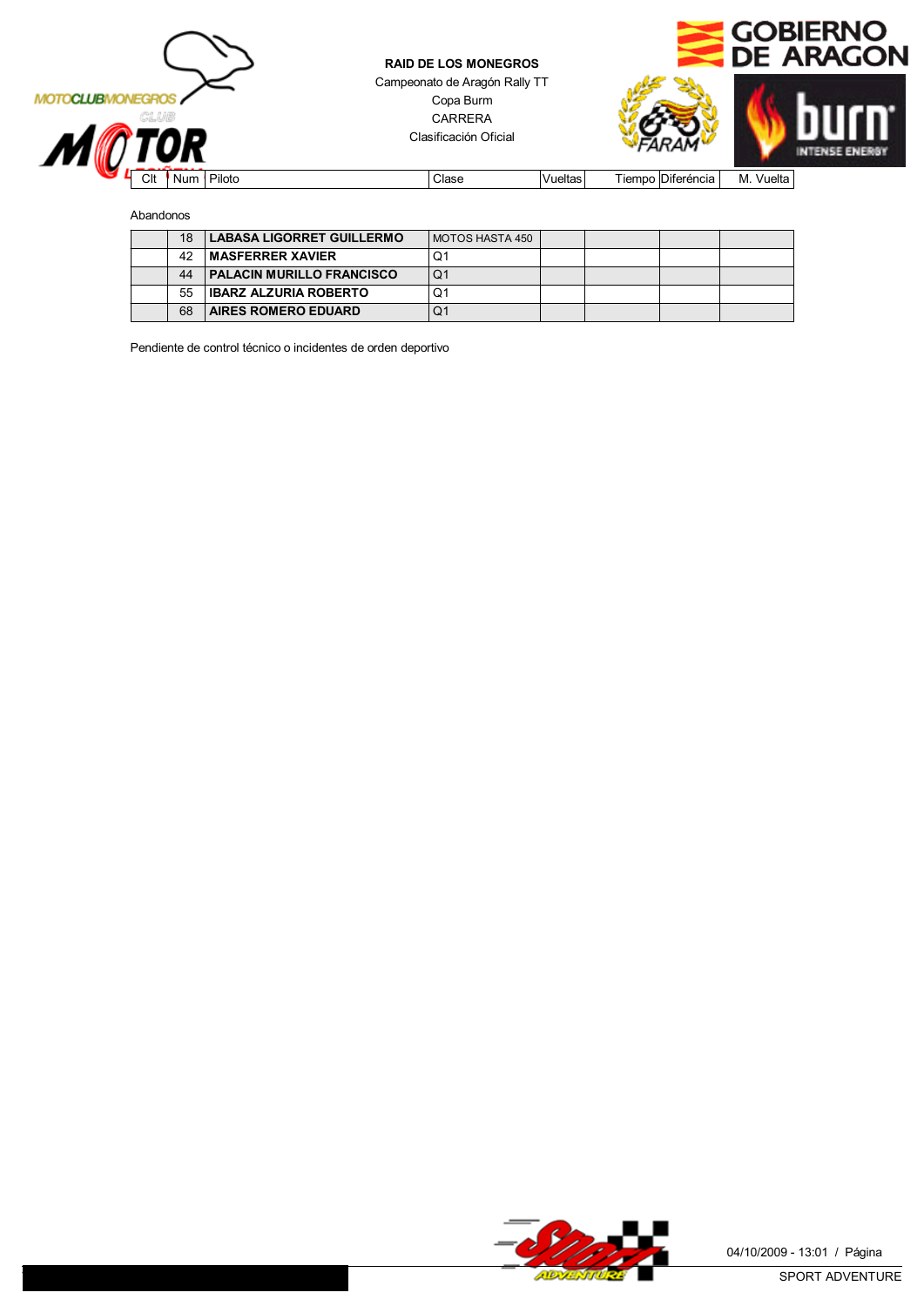**RAID DE LOS MONEGROS**

Campeonato de Aragón Rally TT

Copa Burm

CARRERA

Clasificación Oficial

Abandonos

| Clt | Num | Piloto | Clase | Vueltas | Tiempo | Diferéncia | M. Vuelta |
|---|---|---|---|---|---|---|---|
| | 18 | **LABASA LIGORRET GUILLERMO** | MOTOS HASTA 450 | | | | |
| | 42 | **MASFERRER XAVIER** | Q1 | | | | |
| | 44 | **PALACIN MURILLO FRANCISCO** | Q1 | | | | |
| | 55 | **IBARZ ALZURIA ROBERTO** | Q1 | | | | |
| | 68 | **AIRES ROMERO EDUARD** | Q1 | | | | |

Pendiente de control técnico o incidentes de orden deportivo

04/10/2009 - 13:01

SPORT ADVENTURE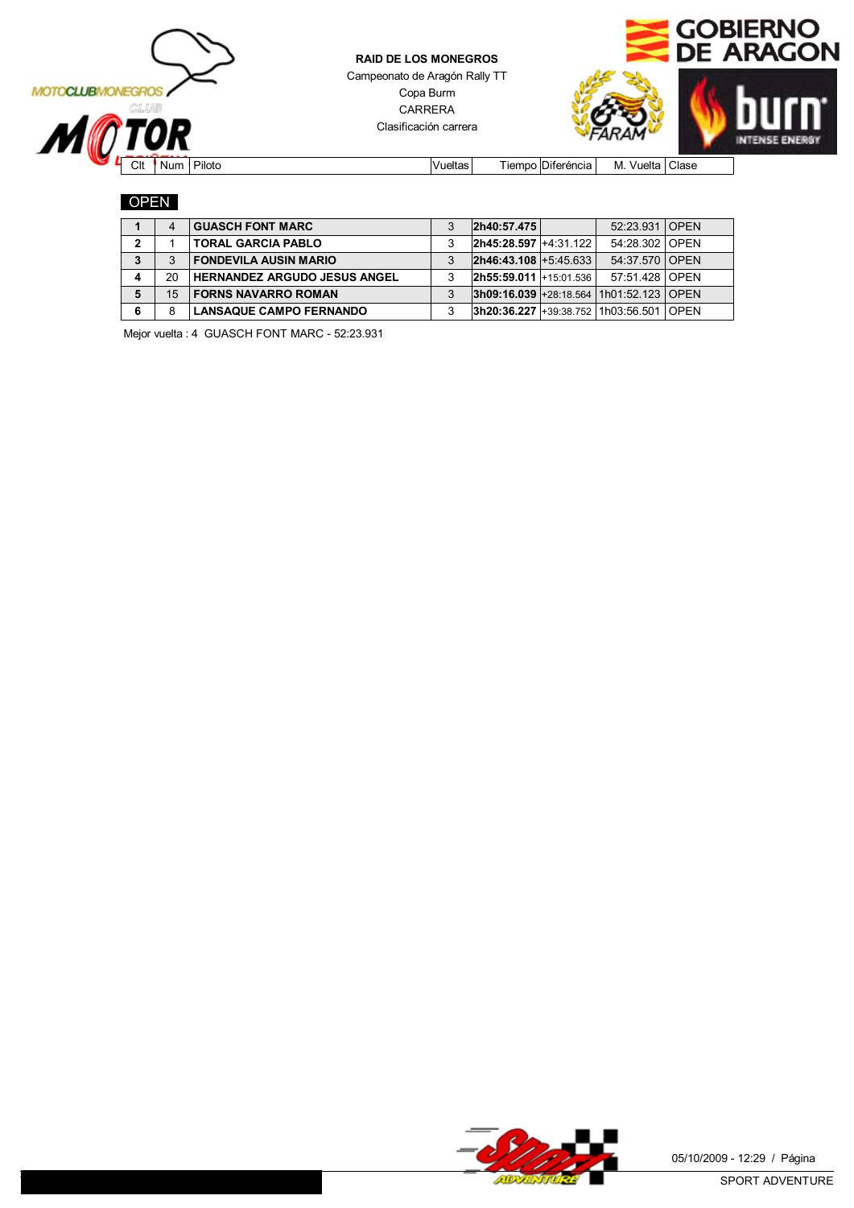**RAID DE LOS MONEGROS**

Campeonato de Aragón Rally TT

Copa Burm

CARRERA

Clasificación carrera

## OPEN

| Clt | Num | Piloto | Vueltas | Tiempo | Diferéncia | M. Vuelta | Clase |
|---|---|---|---|---|---|---|---|
| **1** | 4 | **GUASCH FONT MARC** | 3 | **2h40:57.475** | | 52:23.931 | OPEN |
| **2** | 1 | **TORAL GARCIA PABLO** | 3 | **2h45:28.597** | +4:31.122 | 54:28.302 | OPEN |
| **3** | 3 | **FONDEVILA AUSIN MARIO** | 3 | **2h46:43.108** | +5:45.633 | 54:37.570 | OPEN |
| **4** | 20 | **HERNANDEZ ARGUDO JESUS ANGEL** | 3 | **2h55:59.011** | +15:01.536 | 57:51.428 | OPEN |
| **5** | 15 | **FORNS NAVARRO ROMAN** | 3 | **3h09:16.039** | +28:18.564 | 1h01:52.123 | OPEN |
| **6** | 8 | **LANSAQUE CAMPO FERNANDO** | 3 | **3h20:36.227** | +39:38.752 | 1h03:56.501 | OPEN |

Mejor vuelta : 4 GUASCH FONT MARC - 52:23.931

05/10/2009 - 12:29 / Página

SPORT ADVENTURE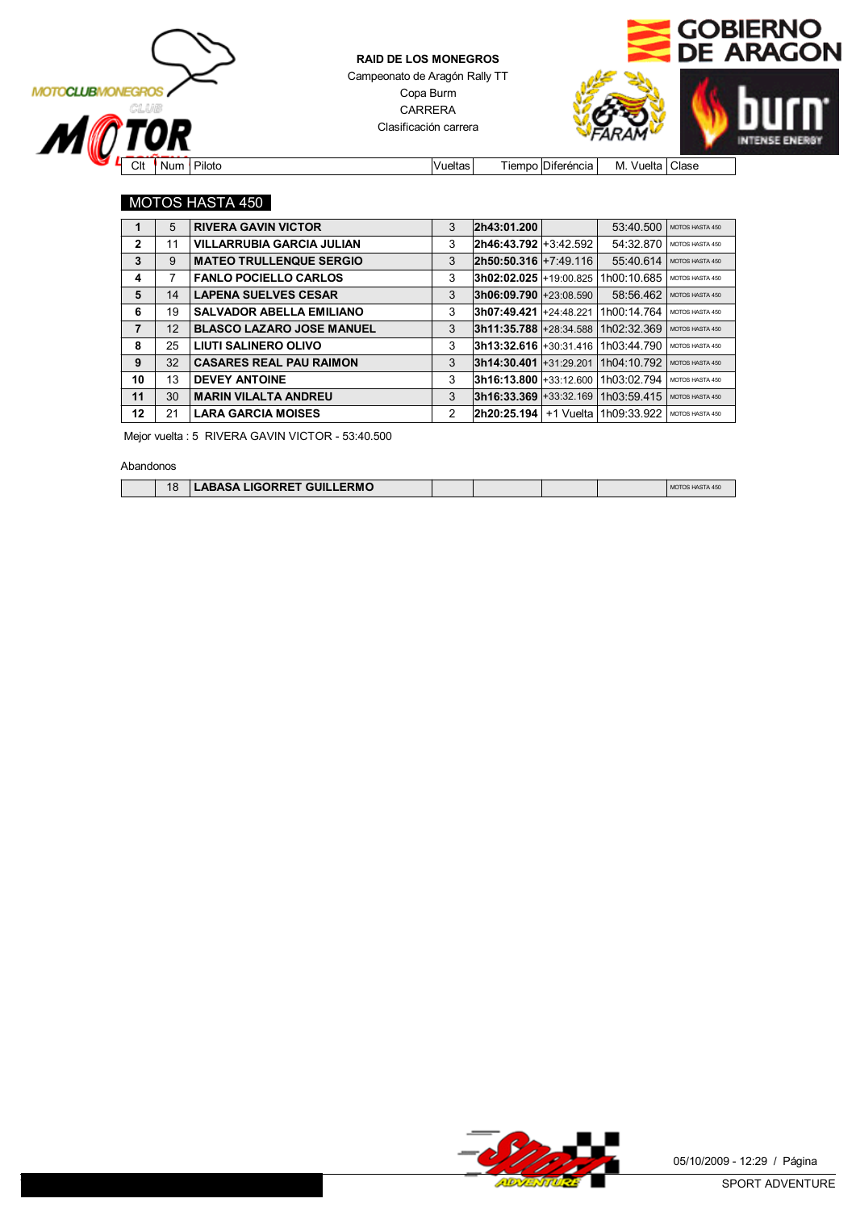**RAID DE LOS MONEGROS**
Campeonato de Aragón Rally TT
Copa Burm
CARRERA
Clasificación carrera

## MOTOS HASTA 450

| Clt | Num | Piloto | Vueltas | Tiempo | Diferéncia | M. Vuelta | Clase |
|---|---|---|---|---|---|---|---|
| **1** | 5 | **RIVERA GAVIN VICTOR** | 3 | **2h43:01.200** | | 53:40.500 | MOTOS HASTA 450 |
| **2** | 11 | **VILLARRUBIA GARCIA JULIAN** | 3 | **2h46:43.792** | +3:42.592 | 54:32.870 | MOTOS HASTA 450 |
| **3** | 9 | **MATEO TRULLENQUE SERGIO** | 3 | **2h50:50.316** | +7:49.116 | 55:40.614 | MOTOS HASTA 450 |
| **4** | 7 | **FANLO POCIELLO CARLOS** | 3 | **3h02:02.025** | +19:00.825 | 1h00:10.685 | MOTOS HASTA 450 |
| **5** | 14 | **LAPENA SUELVES CESAR** | 3 | **3h06:09.790** | +23:08.590 | 58:56.462 | MOTOS HASTA 450 |
| **6** | 19 | **SALVADOR ABELLA EMILIANO** | 3 | **3h07:49.421** | +24:48.221 | 1h00:14.764 | MOTOS HASTA 450 |
| **7** | 12 | **BLASCO LAZARO JOSE MANUEL** | 3 | **3h11:35.788** | +28:34.588 | 1h02:32.369 | MOTOS HASTA 450 |
| **8** | 25 | **LIUTI SALINERO OLIVO** | 3 | **3h13:32.616** | +30:31.416 | 1h03:44.790 | MOTOS HASTA 450 |
| **9** | 32 | **CASARES REAL PAU RAIMON** | 3 | **3h14:30.401** | +31:29.201 | 1h04:10.792 | MOTOS HASTA 450 |
| **10** | 13 | **DEVEY ANTOINE** | 3 | **3h16:13.800** | +33:12.600 | 1h03:02.794 | MOTOS HASTA 450 |
| **11** | 30 | **MARIN VILALTA ANDREU** | 3 | **3h16:33.369** | +33:32.169 | 1h03:59.415 | MOTOS HASTA 450 |
| **12** | 21 | **LARA GARCIA MOISES** | 2 | **2h20:25.194** | +1 Vuelta | 1h09:33.922 | MOTOS HASTA 450 |

Mejor vuelta : 5 RIVERA GAVIN VICTOR - 53:40.500

Abandonos

| Clt | Num | Piloto | Vueltas | Tiempo | Diferéncia | M. Vuelta | Clase |
|---|---|---|---|---|---|---|---|
| | 18 | **LABASA LIGORRET GUILLERMO** | | | | | MOTOS HASTA 450 |

05/10/2009 - 12:29 / Página
SPORT ADVENTURE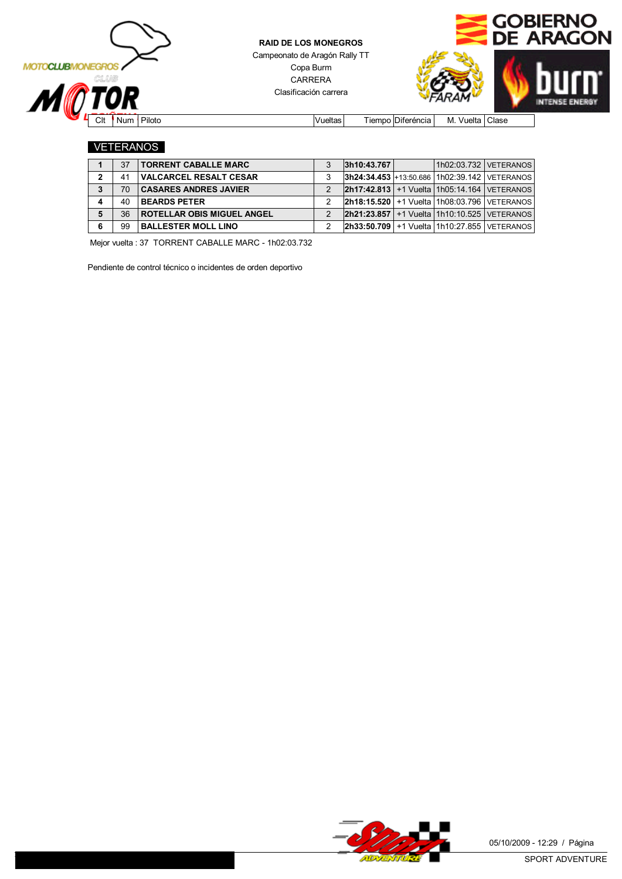**RAID DE LOS MONEGROS**
Campeonato de Aragón Rally TT
Copa Burm
CARRERA
Clasificación carrera

## VETERANOS

| Clt | Num | Piloto | Vueltas | Tiempo | Diferéncia | M. Vuelta | Clase |
|---|---|---|---|---|---|---|---|
| **1** | 37 | **TORRENT CABALLE MARC** | 3 | **3h10:43.767** | | 1h02:03.732 | VETERANOS |
| **2** | 41 | **VALCARCEL RESALT CESAR** | 3 | **3h24:34.453** | +13:50.686 | 1h02:39.142 | VETERANOS |
| **3** | 70 | **CASARES ANDRES JAVIER** | 2 | **2h17:42.813** | +1 Vuelta | 1h05:14.164 | VETERANOS |
| **4** | 40 | **BEARDS PETER** | 2 | **2h18:15.520** | +1 Vuelta | 1h08:03.796 | VETERANOS |
| **5** | 36 | **ROTELLAR OBIS MIGUEL ANGEL** | 2 | **2h21:23.857** | +1 Vuelta | 1h10:10.525 | VETERANOS |
| **6** | 99 | **BALLESTER MOLL LINO** | 2 | **2h33:50.709** | +1 Vuelta | 1h10:27.855 | VETERANOS |

Mejor vuelta : 37 TORRENT CABALLE MARC - 1h02:03.732

Pendiente de control técnico o incidentes de orden deportivo

05/10/2009 - 12:29 / Página

SPORT ADVENTURE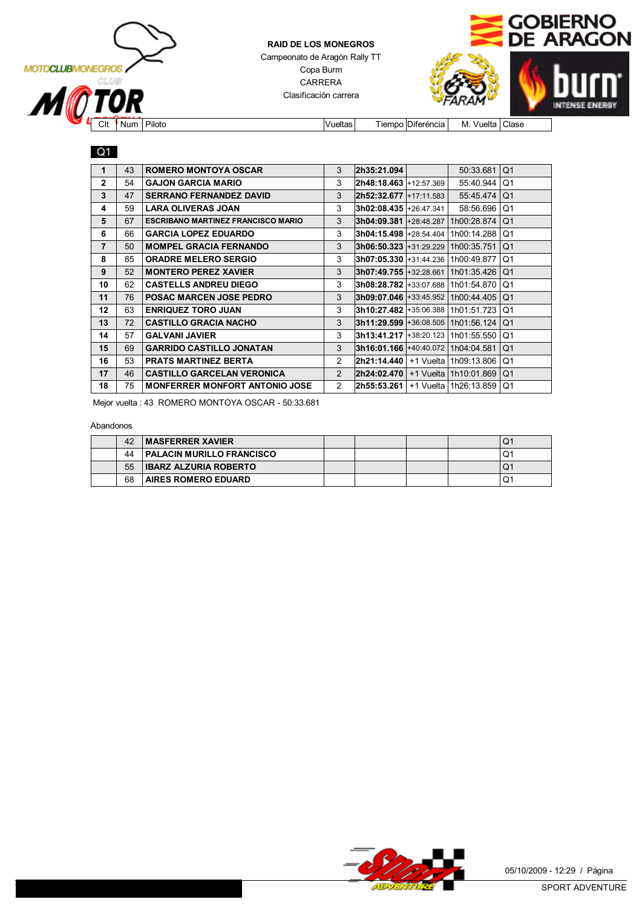**RAID DE LOS MONEGROS**

Campeonato de Aragón Rally TT

Copa Burm

CARRERA

Clasificación carrera

**Q1**

| Clt | Num | Piloto | Vueltas | Tiempo | Diferéncia | M. Vuelta | Clase |
|---|---|---|---|---|---|---|---|
| 1 | 43 | ROMERO MONTOYA OSCAR | 3 | 2h35:21.094 | | 50:33.681 | Q1 |
| 2 | 54 | GAJON GARCIA MARIO | 3 | 2h48:18.463 | +12:57.369 | 55:40.944 | Q1 |
| 3 | 47 | SERRANO FERNANDEZ DAVID | 3 | 2h52:32.677 | +17:11.583 | 55:45.474 | Q1 |
| 4 | 59 | LARA OLIVERAS JOAN | 3 | 3h02:08.435 | +26:47.341 | 58:56.696 | Q1 |
| 5 | 67 | ESCRIBANO MARTINEZ FRANCISCO MARIO | 3 | 3h04:09.381 | +28:48.287 | 1h00:28.874 | Q1 |
| 6 | 66 | GARCIA LOPEZ EDUARDO | 3 | 3h04:15.498 | +28:54.404 | 1h00:14.288 | Q1 |
| 7 | 50 | MOMPEL GRACIA FERNANDO | 3 | 3h06:50.323 | +31:29.229 | 1h00:35.751 | Q1 |
| 8 | 85 | ORADRE MELERO SERGIO | 3 | 3h07:05.330 | +31:44.236 | 1h00:49.877 | Q1 |
| 9 | 52 | MONTERO PEREZ XAVIER | 3 | 3h07:49.755 | +32:28.661 | 1h01:35.426 | Q1 |
| 10 | 62 | CASTELLS ANDREU DIEGO | 3 | 3h08:28.782 | +33:07.688 | 1h01:54.870 | Q1 |
| 11 | 76 | POSAC MARCEN JOSE PEDRO | 3 | 3h09:07.046 | +33:45.952 | 1h00:44.405 | Q1 |
| 12 | 63 | ENRIQUEZ TORO JUAN | 3 | 3h10:27.482 | +35:06.388 | 1h01:51.723 | Q1 |
| 13 | 72 | CASTILLO GRACIA NACHO | 3 | 3h11:29.599 | +36:08.505 | 1h01:56.124 | Q1 |
| 14 | 57 | GALVANI JAVIER | 3 | 3h13:41.217 | +38:20.123 | 1h01:55.550 | Q1 |
| 15 | 69 | GARRIDO CASTILLO JONATAN | 3 | 3h16:01.166 | +40:40.072 | 1h04:04.581 | Q1 |
| 16 | 53 | PRATS MARTINEZ BERTA | 2 | 2h21:14.440 | +1 Vuelta | 1h09:13.806 | Q1 |
| 17 | 46 | CASTILLO GARCELAN VERONICA | 2 | 2h24:02.470 | +1 Vuelta | 1h10:01.869 | Q1 |
| 18 | 75 | MONFERRER MONFORT ANTONIO JOSE | 2 | 2h55:53.261 | +1 Vuelta | 1h26:13.859 | Q1 |

Mejor vuelta : 43 ROMERO MONTOYA OSCAR - 50:33.681

Abandonos

| Clt | Num | Piloto | Vueltas | Tiempo | Diferéncia | M. Vuelta | Clase |
|---|---|---|---|---|---|---|---|
| | 42 | MASFERRER XAVIER | | | | | Q1 |
| | 44 | PALACIN MURILLO FRANCISCO | | | | | Q1 |
| | 55 | IBARZ ALZURIA ROBERTO | | | | | Q1 |
| | 68 | AIRES ROMERO EDUARD | | | | | Q1 |

05/10/2009 - 12:29 / Página

SPORT ADVENTURE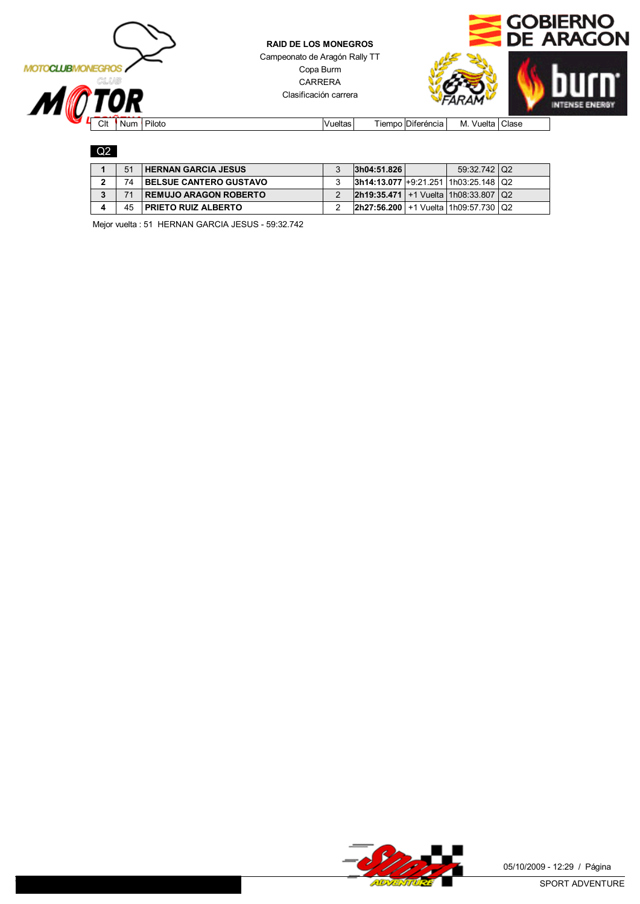**RAID DE LOS MONEGROS**

Campeonato de Aragón Rally TT

Copa Burm

CARRERA

Clasificación carrera

## Q2

| Clt | Num | Piloto | Vueltas | Tiempo | Diferéncia | M. Vuelta | Clase |
|---|---|---|---|---|---|---|---|
| **1** | 51 | **HERNAN GARCIA JESUS** | 3 | **3h04:51.826** | | 59:32.742 | Q2 |
| **2** | 74 | **BELSUE CANTERO GUSTAVO** | 3 | **3h14:13.077** | +9:21.251 | 1h03:25.148 | Q2 |
| **3** | 71 | **REMUJO ARAGON ROBERTO** | 2 | **2h19:35.471** | +1 Vuelta | 1h08:33.807 | Q2 |
| **4** | 45 | **PRIETO RUIZ ALBERTO** | 2 | **2h27:56.200** | +1 Vuelta | 1h09:57.730 | Q2 |

Mejor vuelta : 51 HERNAN GARCIA JESUS - 59:32.742

05/10/2009 - 12:29 / Página

SPORT ADVENTURE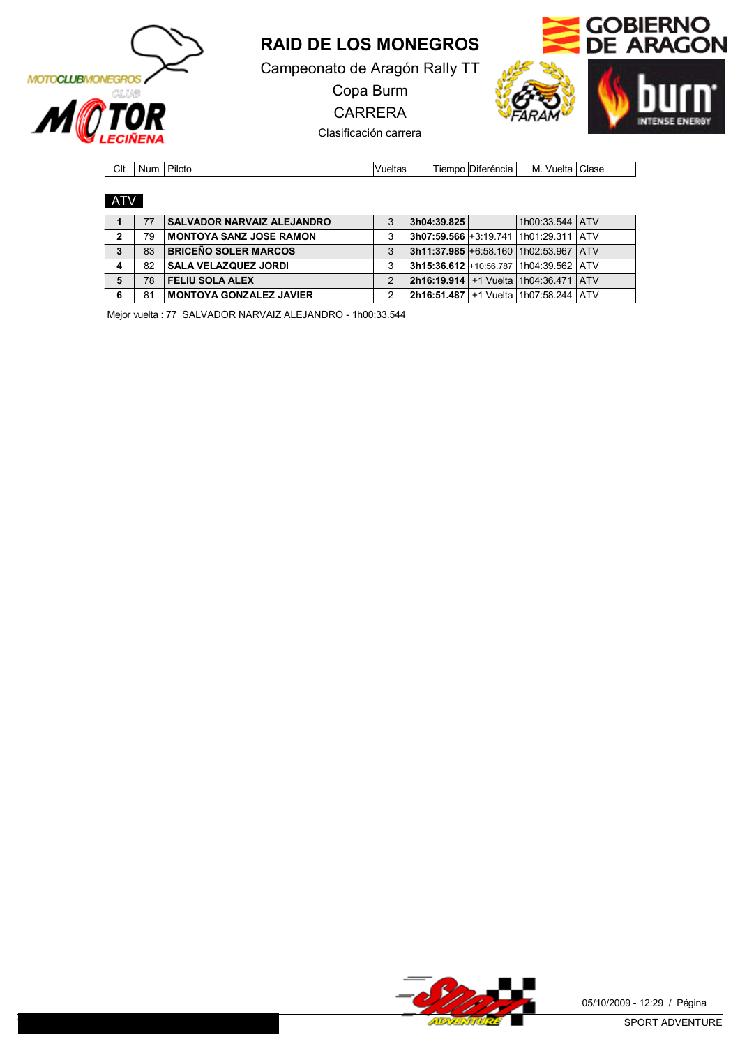# RAID DE LOS MONEGROS

Campeonato de Aragón Rally TT

Copa Burm

CARRERA

Clasificación carrera

**ATV**

| Clt | Num | Piloto | Vueltas | Tiempo | Diferéncia | M. Vuelta | Clase |
|---|---|---|---|---|---|---|---|
| **1** | 77 | **SALVADOR NARVAIZ ALEJANDRO** | 3 | **3h04:39.825** | | 1h00:33.544 | ATV |
| **2** | 79 | **MONTOYA SANZ JOSE RAMON** | 3 | **3h07:59.566** | +3:19.741 | 1h01:29.311 | ATV |
| **3** | 83 | **BRICEÑO SOLER MARCOS** | 3 | **3h11:37.985** | +6:58.160 | 1h02:53.967 | ATV |
| **4** | 82 | **SALA VELAZQUEZ JORDI** | 3 | **3h15:36.612** | +10:56.787 | 1h04:39.562 | ATV |
| **5** | 78 | **FELIU SOLA ALEX** | 2 | **2h16:19.914** | +1 Vuelta | 1h04:36.471 | ATV |
| **6** | 81 | **MONTOYA GONZALEZ JAVIER** | 2 | **2h16:51.487** | +1 Vuelta | 1h07:58.244 | ATV |

Mejor vuelta : 77 SALVADOR NARVAIZ ALEJANDRO - 1h00:33.544

05/10/2009 - 12:29 / Página

SPORT ADVENTURE